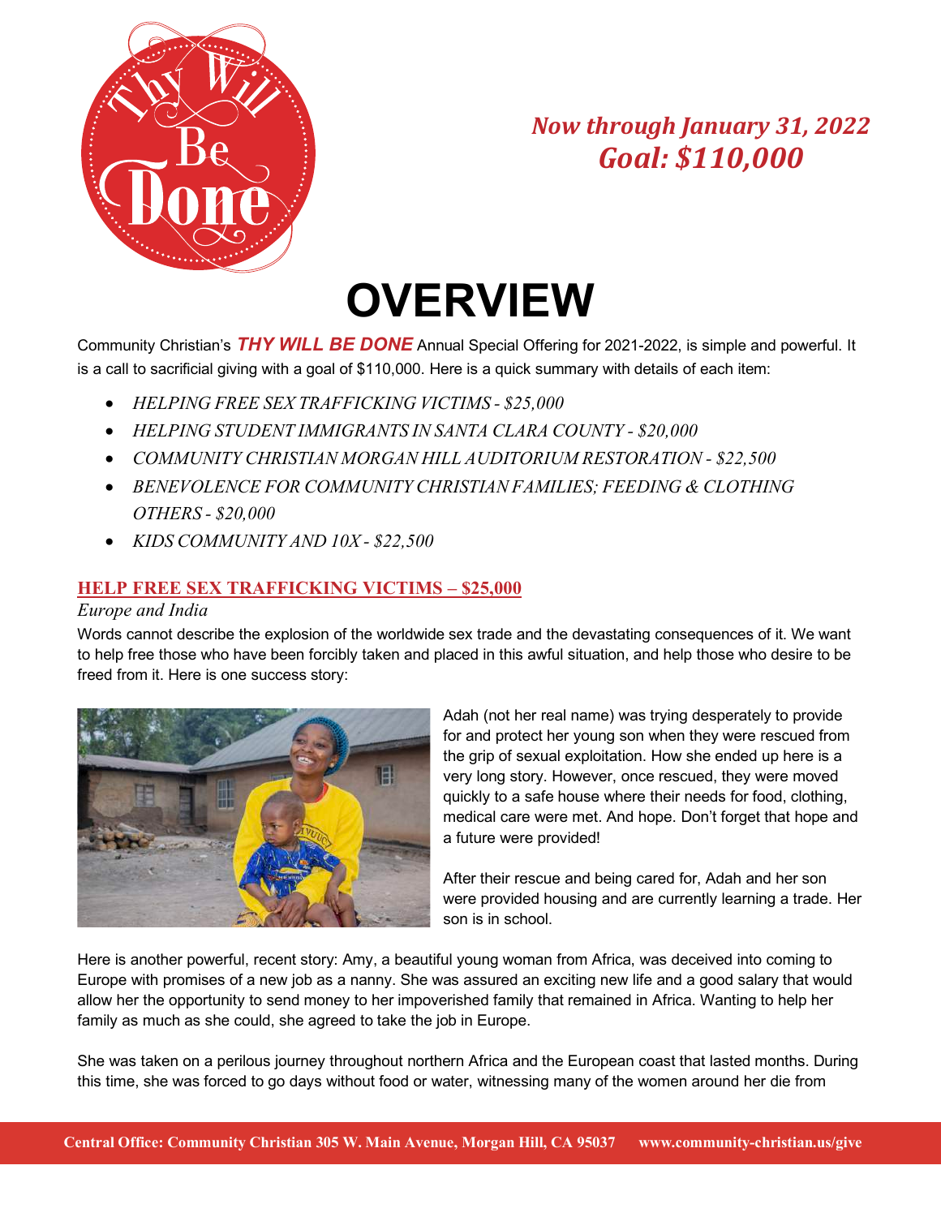Thy Will Be Done

*Now through January 31, 2022*
***Goal: $110,000***

# OVERVIEW

Community Christian's ***THY WILL BE DONE*** Annual Special Offering for 2021-2022, is simple and powerful. It is a call to sacrificial giving with a goal of $110,000. Here is a quick summary with details of each item:

- *HELPING FREE SEX TRAFFICKING VICTIMS - $25,000*
- *HELPING STUDENT IMMIGRANTS IN SANTA CLARA COUNTY - $20,000*
- *COMMUNITY CHRISTIAN MORGAN HILL AUDITORIUM RESTORATION - $22,500*
- *BENEVOLENCE FOR COMMUNITY CHRISTIAN FAMILIES; FEEDING & CLOTHING OTHERS - $20,000*
- *KIDS COMMUNITY AND 10X - $22,500*

## HELP FREE SEX TRAFFICKING VICTIMS – $25,000

*Europe and India*

Words cannot describe the explosion of the worldwide sex trade and the devastating consequences of it. We want to help free those who have been forcibly taken and placed in this awful situation, and help those who desire to be freed from it. Here is one success story:

Adah (not her real name) was trying desperately to provide for and protect her young son when they were rescued from the grip of sexual exploitation. How she ended up here is a very long story. However, once rescued, they were moved quickly to a safe house where their needs for food, clothing, medical care were met. And hope. Don't forget that hope and a future were provided!

After their rescue and being cared for, Adah and her son were provided housing and are currently learning a trade. Her son is in school.

Here is another powerful, recent story: Amy, a beautiful young woman from Africa, was deceived into coming to Europe with promises of a new job as a nanny. She was assured an exciting new life and a good salary that would allow her the opportunity to send money to her impoverished family that remained in Africa. Wanting to help her family as much as she could, she agreed to take the job in Europe.

She was taken on a perilous journey throughout northern Africa and the European coast that lasted months. During this time, she was forced to go days without food or water, witnessing many of the women around her die from

**Central Office: Community Christian 305 W. Main Avenue, Morgan Hill, CA 95037 www.community-christian.us/give**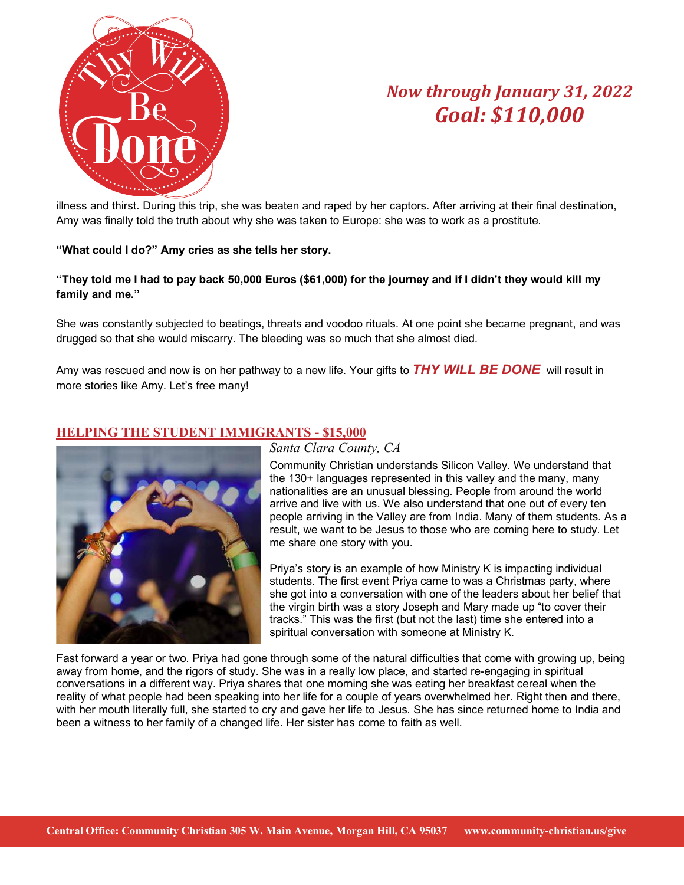*Now through January 31, 2022*
***Goal: $110,000***

illness and thirst. During this trip, she was beaten and raped by her captors. After arriving at their final destination, Amy was finally told the truth about why she was taken to Europe: she was to work as a prostitute.

**“What could I do?” Amy cries as she tells her story.**

**“They told me I had to pay back 50,000 Euros ($61,000) for the journey and if I didn’t they would kill my family and me.”**

She was constantly subjected to beatings, threats and voodoo rituals. At one point she became pregnant, and was drugged so that she would miscarry. The bleeding was so much that she almost died.

Amy was rescued and now is on her pathway to a new life. Your gifts to ***THY WILL BE DONE*** will result in more stories like Amy. Let’s free many!

## HELPING THE STUDENT IMMIGRANTS - $15,000

*Santa Clara County, CA*

Community Christian understands Silicon Valley. We understand that the 130+ languages represented in this valley and the many, many nationalities are an unusual blessing. People from around the world arrive and live with us. We also understand that one out of every ten people arriving in the Valley are from India. Many of them students. As a result, we want to be Jesus to those who are coming here to study. Let me share one story with you.

Priya’s story is an example of how Ministry K is impacting individual students. The first event Priya came to was a Christmas party, where she got into a conversation with one of the leaders about her belief that the virgin birth was a story Joseph and Mary made up “to cover their tracks.” This was the first (but not the last) time she entered into a spiritual conversation with someone at Ministry K.

Fast forward a year or two. Priya had gone through some of the natural difficulties that come with growing up, being away from home, and the rigors of study. She was in a really low place, and started re-engaging in spiritual conversations in a different way. Priya shares that one morning she was eating her breakfast cereal when the reality of what people had been speaking into her life for a couple of years overwhelmed her. Right then and there, with her mouth literally full, she started to cry and gave her life to Jesus. She has since returned home to India and been a witness to her family of a changed life. Her sister has come to faith as well.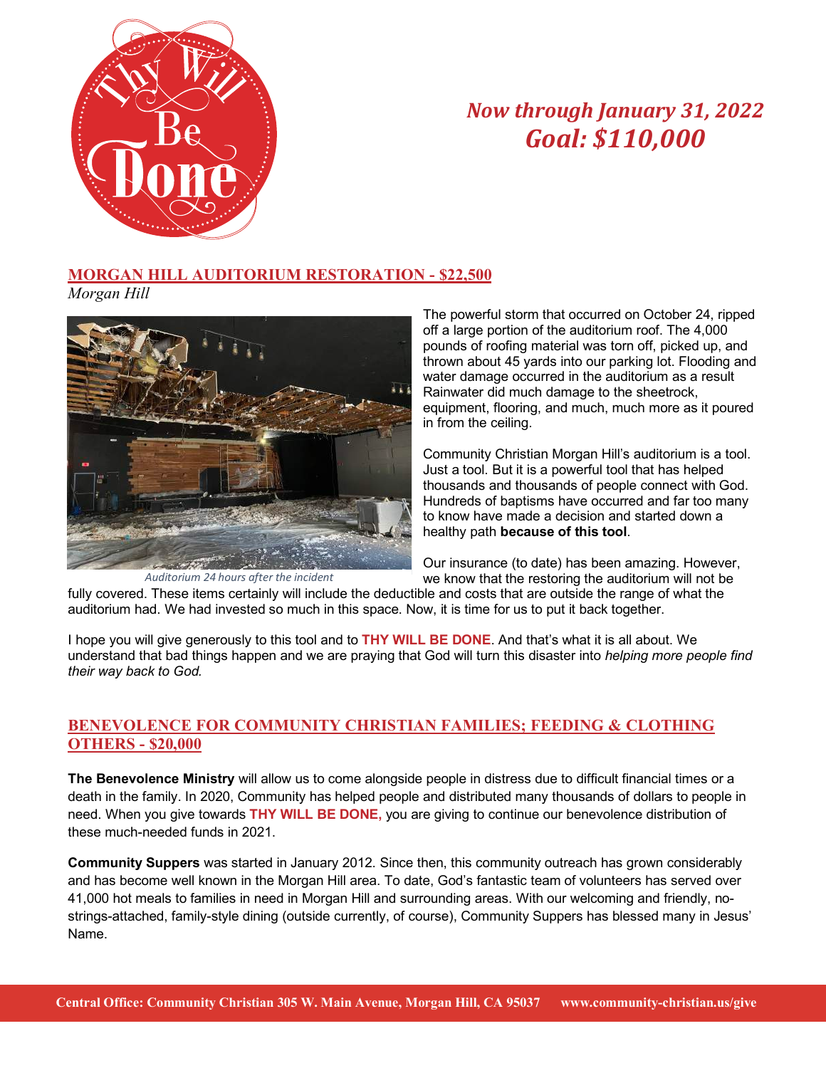Thy Will Be Done

*Now through January 31, 2022*
***Goal: $110,000***

## MORGAN HILL AUDITORIUM RESTORATION - $22,500

*Morgan Hill*

*Auditorium 24 hours after the incident*

The powerful storm that occurred on October 24, ripped off a large portion of the auditorium roof. The 4,000 pounds of roofing material was torn off, picked up, and thrown about 45 yards into our parking lot. Flooding and water damage occurred in the auditorium as a result Rainwater did much damage to the sheetrock, equipment, flooring, and much, much more as it poured in from the ceiling.

Community Christian Morgan Hill's auditorium is a tool. Just a tool. But it is a powerful tool that has helped thousands and thousands of people connect with God. Hundreds of baptisms have occurred and far too many to know have made a decision and started down a healthy path **because of this tool**.

Our insurance (to date) has been amazing. However, we know that the restoring the auditorium will not be fully covered. These items certainly will include the deductible and costs that are outside the range of what the auditorium had. We had invested so much in this space. Now, it is time for us to put it back together.

I hope you will give generously to this tool and to **THY WILL BE DONE**. And that's what it is all about. We understand that bad things happen and we are praying that God will turn this disaster into *helping more people find their way back to God.*

## BENEVOLENCE FOR COMMUNITY CHRISTIAN FAMILIES; FEEDING & CLOTHING OTHERS - $20,000

**The Benevolence Ministry** will allow us to come alongside people in distress due to difficult financial times or a death in the family. In 2020, Community has helped people and distributed many thousands of dollars to people in need. When you give towards **THY WILL BE DONE,** you are giving to continue our benevolence distribution of these much-needed funds in 2021.

**Community Suppers** was started in January 2012. Since then, this community outreach has grown considerably and has become well known in the Morgan Hill area. To date, God's fantastic team of volunteers has served over 41,000 hot meals to families in need in Morgan Hill and surrounding areas. With our welcoming and friendly, no-strings-attached, family-style dining (outside currently, of course), Community Suppers has blessed many in Jesus' Name.

**Central Office: Community Christian 305 W. Main Avenue, Morgan Hill, CA 95037 www.community-christian.us/give**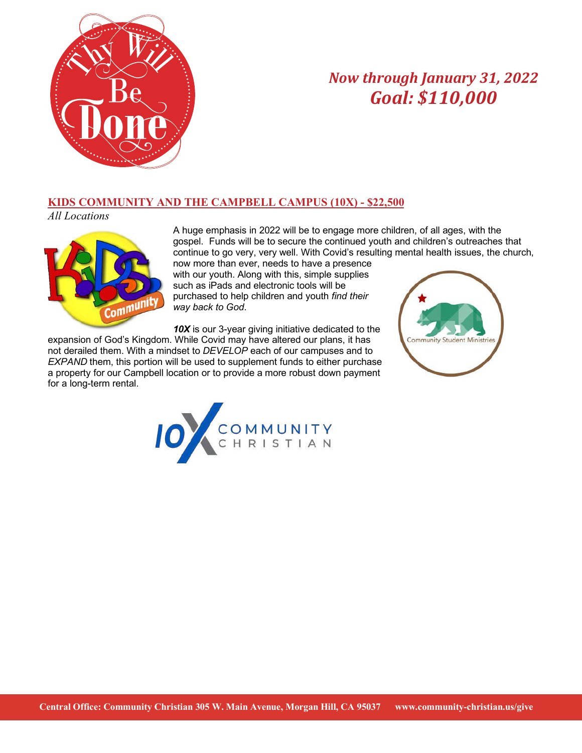*Now through January 31, 2022*
***Goal: $110,000***

## KIDS COMMUNITY AND THE CAMPBELL CAMPUS (10X) - $22,500

*All Locations*

A huge emphasis in 2022 will be to engage more children, of all ages, with the gospel. Funds will be to secure the continued youth and children's outreaches that continue to go very, very well. With Covid's resulting mental health issues, the church, now more than ever, needs to have a presence with our youth. Along with this, simple supplies such as iPads and electronic tools will be purchased to help children and youth *find their way back to God*.

***10X*** is our 3-year giving initiative dedicated to the expansion of God's Kingdom. While Covid may have altered our plans, it has not derailed them. With a mindset to *DEVELOP* each of our campuses and to *EXPAND* them, this portion will be used to supplement funds to either purchase a property for our Campbell location or to provide a more robust down payment for a long-term rental.

**Central Office: Community Christian 305 W. Main Avenue, Morgan Hill, CA 95037 www.community-christian.us/give**